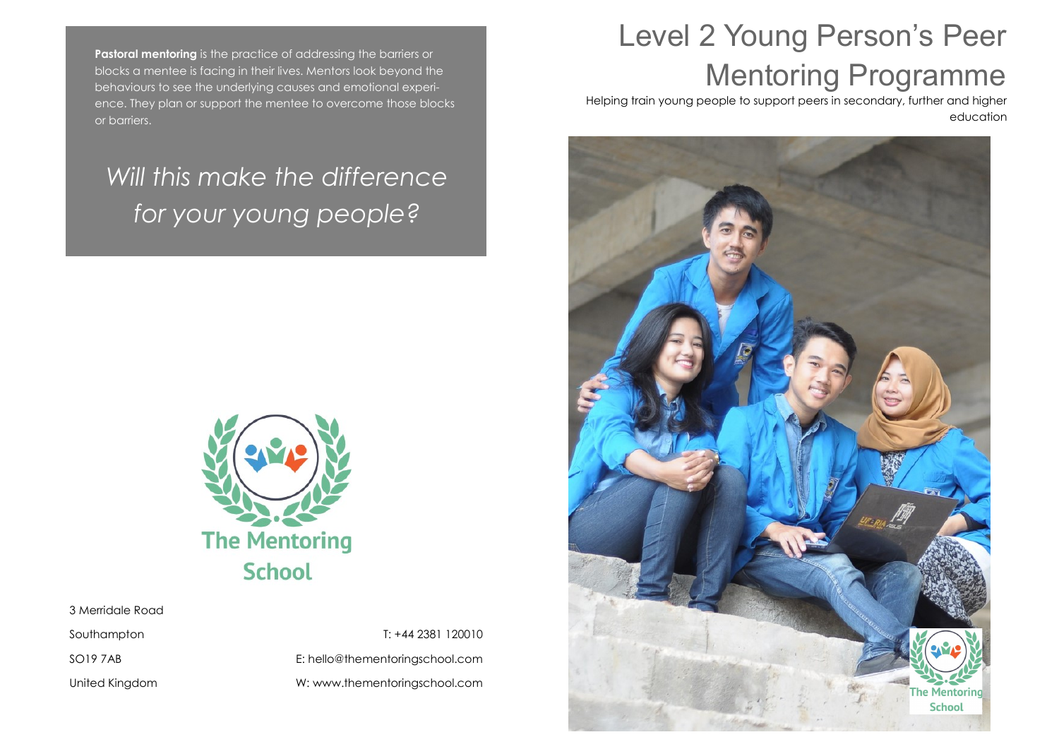**Pastoral mentoring** is the practice of addressing the barriers or blocks a mentee is facing in their lives. Mentors look beyond the behaviours to see the underlying causes and emotional experience. They plan or support the mentee to overcome those blocks or barriers.

*Will this make the difference for your young people?*

The Mentoring School

3 Merridale Road
Southampton
SO19 7AB
United Kingdom

T: +44 2381 120010
E: hello@thementoringschool.com
W: www.thementoringschool.com

# Level 2 Young Person's Peer Mentoring Programme

Helping train young people to support peers in secondary, further and higher education

The Mentoring School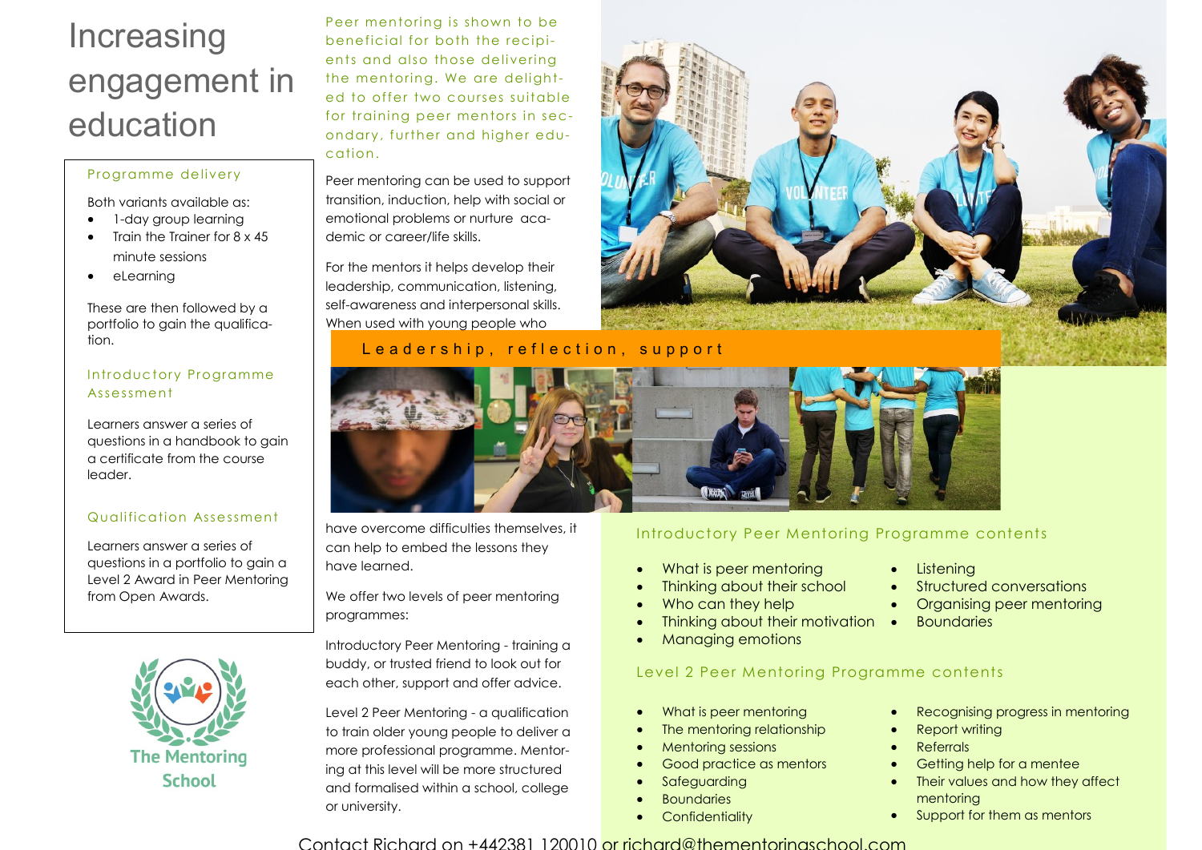# Increasing engagement in education

### Programme delivery

Both variants available as:

- 1-day group learning
- Train the Trainer for 8 x 45 minute sessions
- eLearning

These are then followed by a portfolio to gain the qualification.

### Introductory Programme Assessment

Learners answer a series of questions in a handbook to gain a certificate from the course leader.

### Qualification Assessment

Learners answer a series of questions in a portfolio to gain a Level 2 Award in Peer Mentoring from Open Awards.

The Mentoring School

Peer mentoring is shown to be beneficial for both the recipients and also those delivering the mentoring. We are delighted to offer two courses suitable for training peer mentors in secondary, further and higher education.

Peer mentoring can be used to support transition, induction, help with social or emotional problems or nurture academic or career/life skills.

For the mentors it helps develop their leadership, communication, listening, self-awareness and interpersonal skills. When used with young people who have overcome difficulties themselves, it can help to embed the lessons they have learned.

We offer two levels of peer mentoring programmes:

Introductory Peer Mentoring - training a buddy, or trusted friend to look out for each other, support and offer advice.

Level 2 Peer Mentoring - a qualification to train older young people to deliver a more professional programme. Mentoring at this level will be more structured and formalised within a school, college or university.

**Leadership, reflection, support**

### Introductory Peer Mentoring Programme contents

- What is peer mentoring
- Thinking about their school
- Who can they help
- Thinking about their motivation
- Managing emotions
- Listening
- Structured conversations
- Organising peer mentoring
- Boundaries

### Level 2 Peer Mentoring Programme contents

- What is peer mentoring
- The mentoring relationship
- Mentoring sessions
- Good practice as mentors
- Safeguarding
- Boundaries
- Confidentiality
- Recognising progress in mentoring
- Report writing
- Referrals
- Getting help for a mentee
- Their values and how they affect mentoring
- Support for them as mentors

Contact Richard on +442381 120010 or richard@thementoringschool.com